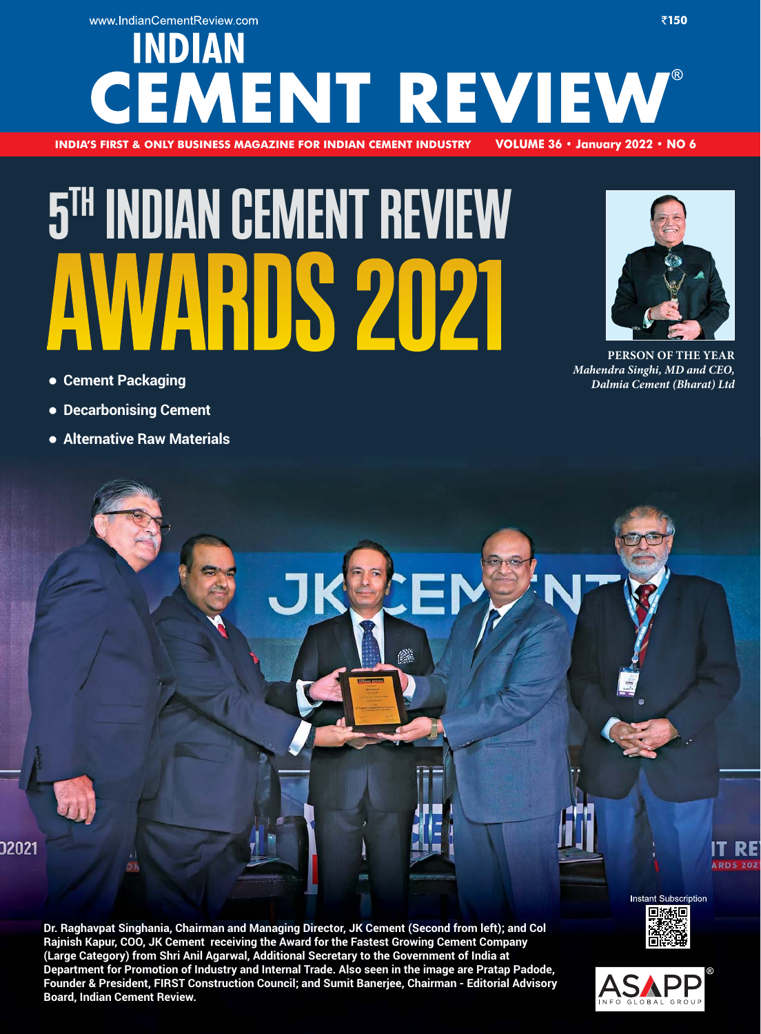www.IndianCementReview.com

₹150

# INDIAN CEMENT REVIEW®

**INDIA'S FIRST & ONLY BUSINESS MAGAZINE FOR INDIAN CEMENT INDUSTRY** **VOLUME 36 • January 2022 • NO 6**

# 5TH INDIAN CEMENT REVIEW AWARDS 2021

- **Cement Packaging**
- **Decarbonising Cement**
- **Alternative Raw Materials**

**PERSON OF THE YEAR**
***Mahendra Singhi, MD and CEO, Dalmia Cement (Bharat) Ltd***

**Dr. Raghavpat Singhania, Chairman and Managing Director, JK Cement (Second from left); and Col Rajnish Kapur, COO, JK Cement receiving the Award for the Fastest Growing Cement Company (Large Category) from Shri Anil Agarwal, Additional Secretary to the Government of India at Department for Promotion of Industry and Internal Trade. Also seen in the image are Pratap Padode, Founder & President, FIRST Construction Council; and Sumit Banerjee, Chairman - Editorial Advisory Board, Indian Cement Review.**

Instant Subscription

ASAPP® INFO GLOBAL GROUP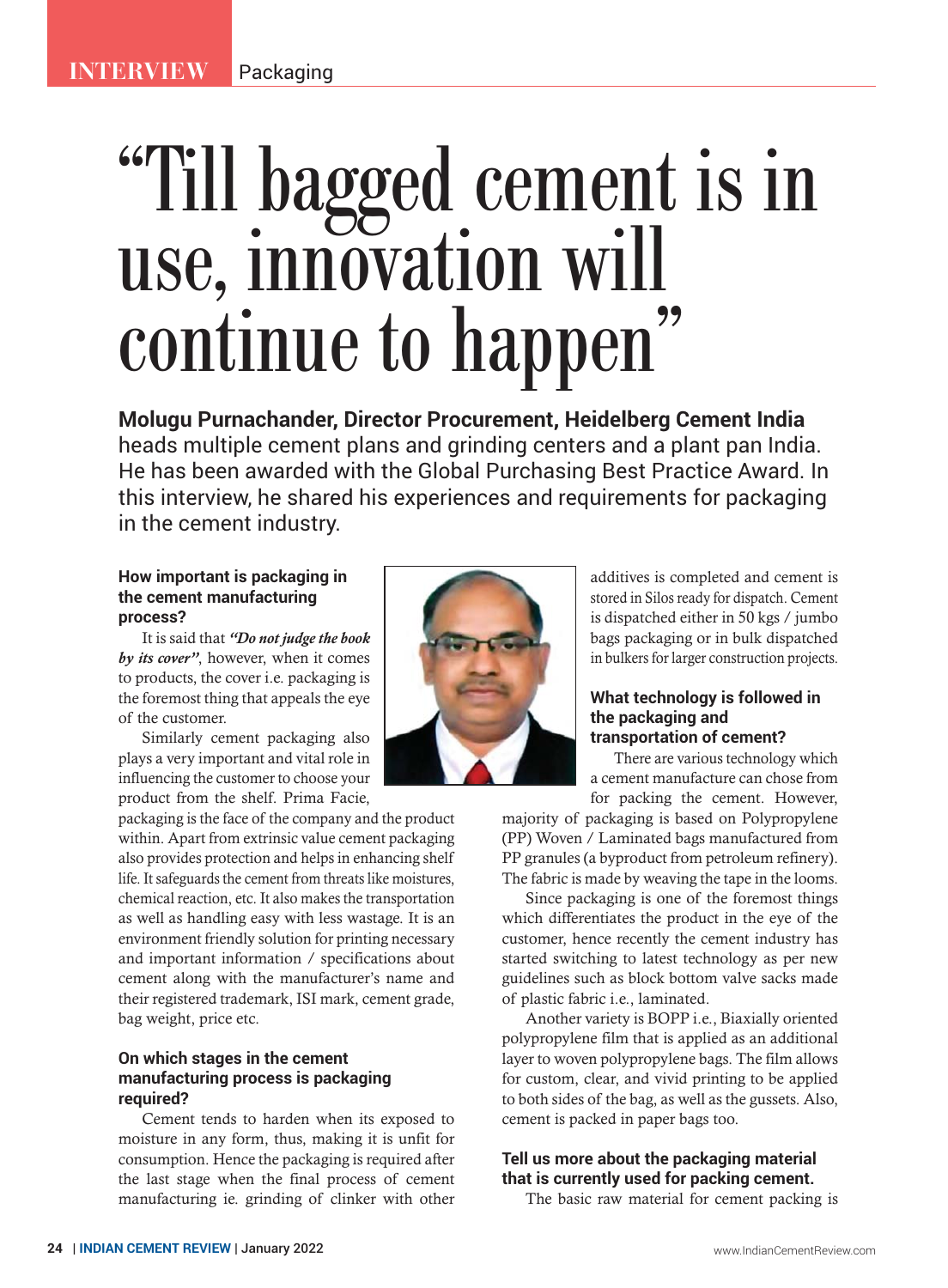# "Till bagged cement is in use, innovation will continue to happen"

**Molugu Purnachander, Director Procurement, Heidelberg Cement India** heads multiple cement plans and grinding centers and a plant pan India. He has been awarded with the Global Purchasing Best Practice Award. In this interview, he shared his experiences and requirements for packaging in the cement industry.

### How important is packaging in the cement manufacturing process?

It is said that ***"Do not judge the book by its cover"***, however, when it comes to products, the cover i.e. packaging is the foremost thing that appeals the eye of the customer.

Similarly cement packaging also plays a very important and vital role in influencing the customer to choose your product from the shelf. Prima Facie, packaging is the face of the company and the product within. Apart from extrinsic value cement packaging also provides protection and helps in enhancing shelf life. It safeguards the cement from threats like moistures, chemical reaction, etc. It also makes the transportation as well as handling easy with less wastage. It is an environment friendly solution for printing necessary and important information / specifications about cement along with the manufacturer's name and their registered trademark, ISI mark, cement grade, bag weight, price etc.

### On which stages in the cement manufacturing process is packaging required?

Cement tends to harden when its exposed to moisture in any form, thus, making it is unfit for consumption. Hence the packaging is required after the last stage when the final process of cement manufacturing ie. grinding of clinker with other additives is completed and cement is stored in Silos ready for dispatch. Cement is dispatched either in 50 kgs / jumbo bags packaging or in bulk dispatched in bulkers for larger construction projects.

### What technology is followed in the packaging and transportation of cement?

There are various technology which a cement manufacture can chose from for packing the cement. However, majority of packaging is based on Polypropylene (PP) Woven / Laminated bags manufactured from PP granules (a byproduct from petroleum refinery). The fabric is made by weaving the tape in the looms.

Since packaging is one of the foremost things which differentiates the product in the eye of the customer, hence recently the cement industry has started switching to latest technology as per new guidelines such as block bottom valve sacks made of plastic fabric i.e., laminated.

Another variety is BOPP i.e., Biaxially oriented polypropylene film that is applied as an additional layer to woven polypropylene bags. The film allows for custom, clear, and vivid printing to be applied to both sides of the bag, as well as the gussets. Also, cement is packed in paper bags too.

### Tell us more about the packaging material that is currently used for packing cement.

The basic raw material for cement packing is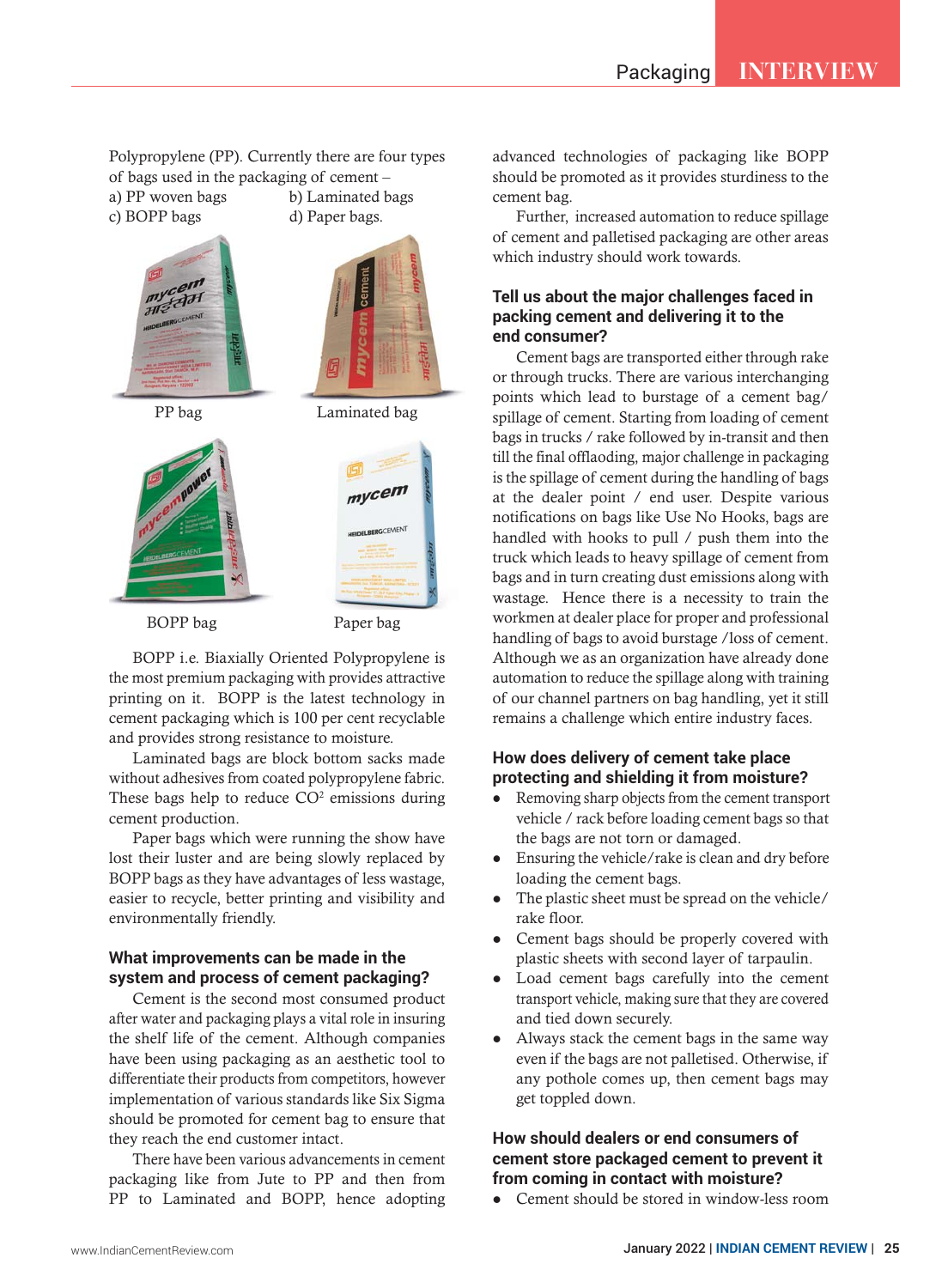Polypropylene (PP). Currently there are four types of bags used in the packaging of cement –

a) PP woven bags  b) Laminated bags
c) BOPP bags  d) Paper bags.

PP bag

Laminated bag

BOPP bag

Paper bag

BOPP i.e. Biaxially Oriented Polypropylene is the most premium packaging with provides attractive printing on it. BOPP is the latest technology in cement packaging which is 100 per cent recyclable and provides strong resistance to moisture.

Laminated bags are block bottom sacks made without adhesives from coated polypropylene fabric. These bags help to reduce $CO^2$ emissions during cement production.

Paper bags which were running the show have lost their luster and are being slowly replaced by BOPP bags as they have advantages of less wastage, easier to recycle, better printing and visibility and environmentally friendly.

### What improvements can be made in the system and process of cement packaging?

Cement is the second most consumed product after water and packaging plays a vital role in insuring the shelf life of the cement. Although companies have been using packaging as an aesthetic tool to differentiate their products from competitors, however implementation of various standards like Six Sigma should be promoted for cement bag to ensure that they reach the end customer intact.

There have been various advancements in cement packaging like from Jute to PP and then from PP to Laminated and BOPP, hence adopting advanced technologies of packaging like BOPP should be promoted as it provides sturdiness to the cement bag.

Further, increased automation to reduce spillage of cement and palletised packaging are other areas which industry should work towards.

### Tell us about the major challenges faced in packing cement and delivering it to the end consumer?

Cement bags are transported either through rake or through trucks. There are various interchanging points which lead to burstage of a cement bag/ spillage of cement. Starting from loading of cement bags in trucks / rake followed by in-transit and then till the final offlaoding, major challenge in packaging is the spillage of cement during the handling of bags at the dealer point / end user. Despite various notifications on bags like Use No Hooks, bags are handled with hooks to pull / push them into the truck which leads to heavy spillage of cement from bags and in turn creating dust emissions along with wastage. Hence there is a necessity to train the workmen at dealer place for proper and professional handling of bags to avoid burstage /loss of cement. Although we as an organization have already done automation to reduce the spillage along with training of our channel partners on bag handling, yet it still remains a challenge which entire industry faces.

### How does delivery of cement take place protecting and shielding it from moisture?

- Removing sharp objects from the cement transport vehicle / rack before loading cement bags so that the bags are not torn or damaged.
- Ensuring the vehicle/rake is clean and dry before loading the cement bags.
- The plastic sheet must be spread on the vehicle/ rake floor.
- Cement bags should be properly covered with plastic sheets with second layer of tarpaulin.
- Load cement bags carefully into the cement transport vehicle, making sure that they are covered and tied down securely.
- Always stack the cement bags in the same way even if the bags are not palletised. Otherwise, if any pothole comes up, then cement bags may get toppled down.

### How should dealers or end consumers of cement store packaged cement to prevent it from coming in contact with moisture?

- Cement should be stored in window-less room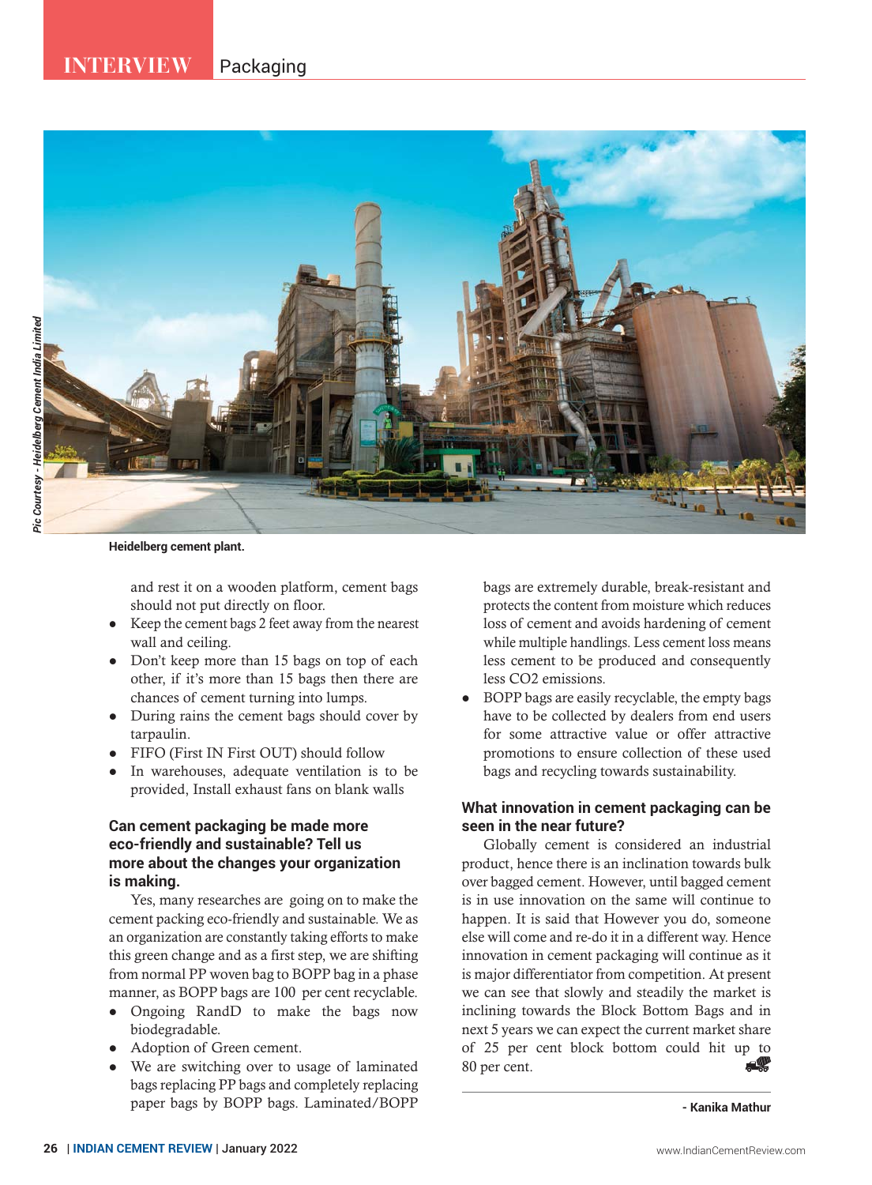Heidelberg cement plant.

Pic Courtesy - Heidelberg Cement India Limited

and rest it on a wooden platform, cement bags should not put directly on floor.

- Keep the cement bags 2 feet away from the nearest wall and ceiling.
- Don't keep more than 15 bags on top of each other, if it's more than 15 bags then there are chances of cement turning into lumps.
- During rains the cement bags should cover by tarpaulin.
- FIFO (First IN First OUT) should follow
- In warehouses, adequate ventilation is to be provided, Install exhaust fans on blank walls

**Can cement packaging be made more eco-friendly and sustainable? Tell us more about the changes your organization is making.**

Yes, many researches are going on to make the cement packing eco-friendly and sustainable. We as an organization are constantly taking efforts to make this green change and as a first step, we are shifting from normal PP woven bag to BOPP bag in a phase manner, as BOPP bags are 100 per cent recyclable.

- Ongoing RandD to make the bags now biodegradable.
- Adoption of Green cement.
- We are switching over to usage of laminated bags replacing PP bags and completely replacing paper bags by BOPP bags. Laminated/BOPP bags are extremely durable, break-resistant and protects the content from moisture which reduces loss of cement and avoids hardening of cement while multiple handlings. Less cement loss means less cement to be produced and consequently less $CO_2$ emissions.
- BOPP bags are easily recyclable, the empty bags have to be collected by dealers from end users for some attractive value or offer attractive promotions to ensure collection of these used bags and recycling towards sustainability.

**What innovation in cement packaging can be seen in the near future?**

Globally cement is considered an industrial product, hence there is an inclination towards bulk over bagged cement. However, until bagged cement is in use innovation on the same will continue to happen. It is said that However you do, someone else will come and re-do it in a different way. Hence innovation in cement packaging will continue as it is major differentiator from competition. At present we can see that slowly and steadily the market is inclining towards the Block Bottom Bags and in next 5 years we can expect the current market share of 25 per cent block bottom could hit up to 80 per cent.

**- Kanika Mathur**